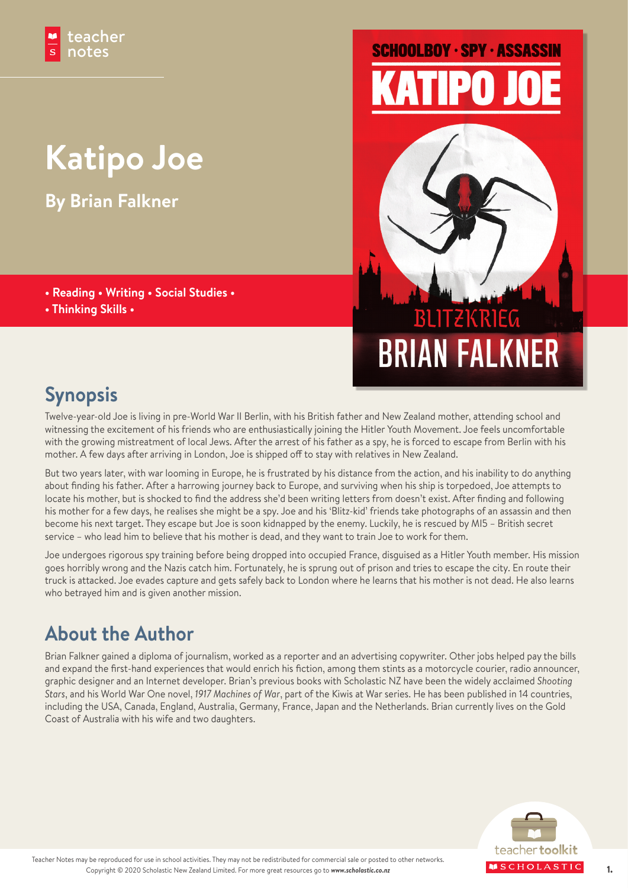teacher notes

# Katipo Joe

## By Brian Falkner

• Reading • Writing • Social Studies •
• Thinking Skills •

SCHOOLBOY · SPY · ASSASSIN
KATIPO JOE
BLITZKRIEG
BRIAN FALKNER

## Synopsis

Twelve-year-old Joe is living in pre-World War II Berlin, with his British father and New Zealand mother, attending school and witnessing the excitement of his friends who are enthusiastically joining the Hitler Youth Movement. Joe feels uncomfortable with the growing mistreatment of local Jews. After the arrest of his father as a spy, he is forced to escape from Berlin with his mother. A few days after arriving in London, Joe is shipped off to stay with relatives in New Zealand.

But two years later, with war looming in Europe, he is frustrated by his distance from the action, and his inability to do anything about finding his father. After a harrowing journey back to Europe, and surviving when his ship is torpedoed, Joe attempts to locate his mother, but is shocked to find the address she'd been writing letters from doesn't exist. After finding and following his mother for a few days, he realises she might be a spy. Joe and his 'Blitz-kid' friends take photographs of an assassin and then become his next target. They escape but Joe is soon kidnapped by the enemy. Luckily, he is rescued by MI5 – British secret service – who lead him to believe that his mother is dead, and they want to train Joe to work for them.

Joe undergoes rigorous spy training before being dropped into occupied France, disguised as a Hitler Youth member. His mission goes horribly wrong and the Nazis catch him. Fortunately, he is sprung out of prison and tries to escape the city. En route their truck is attacked. Joe evades capture and gets safely back to London where he learns that his mother is not dead. He also learns who betrayed him and is given another mission.

## About the Author

Brian Falkner gained a diploma of journalism, worked as a reporter and an advertising copywriter. Other jobs helped pay the bills and expand the first-hand experiences that would enrich his fiction, among them stints as a motorcycle courier, radio announcer, graphic designer and an Internet developer. Brian's previous books with Scholastic NZ have been the widely acclaimed *Shooting Stars*, and his World War One novel, *1917 Machines of War*, part of the Kiwis at War series. He has been published in 14 countries, including the USA, Canada, England, Australia, Germany, France, Japan and the Netherlands. Brian currently lives on the Gold Coast of Australia with his wife and two daughters.

Teacher Notes may be reproduced for use in school activities. They may not be redistributed for commercial sale or posted to other networks. Copyright © 2020 Scholastic New Zealand Limited. For more great resources go to ***www.scholastic.co.nz***

teacher toolkit
SCHOLASTIC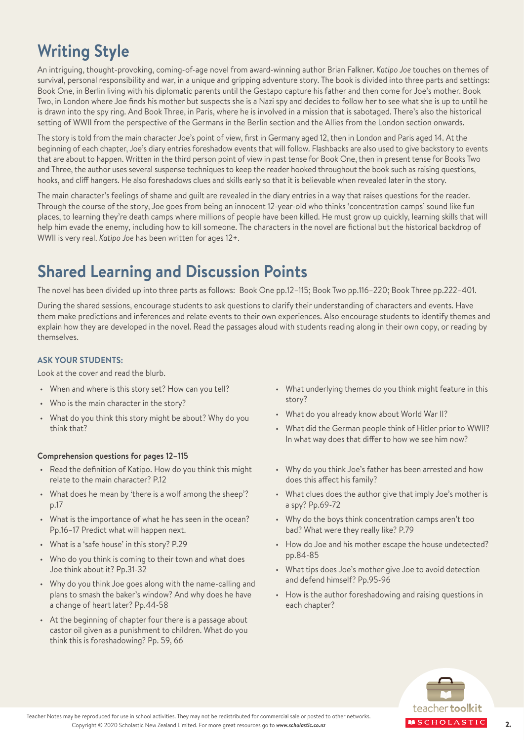## Writing Style

An intriguing, thought-provoking, coming-of-age novel from award-winning author Brian Falkner. *Katipo Joe* touches on themes of survival, personal responsibility and war, in a unique and gripping adventure story. The book is divided into three parts and settings: Book One, in Berlin living with his diplomatic parents until the Gestapo capture his father and then come for Joe's mother. Book Two, in London where Joe finds his mother but suspects she is a Nazi spy and decides to follow her to see what she is up to until he is drawn into the spy ring. And Book Three, in Paris, where he is involved in a mission that is sabotaged. There's also the historical setting of WWII from the perspective of the Germans in the Berlin section and the Allies from the London section onwards.

The story is told from the main character Joe's point of view, first in Germany aged 12, then in London and Paris aged 14. At the beginning of each chapter, Joe's diary entries foreshadow events that will follow. Flashbacks are also used to give backstory to events that are about to happen. Written in the third person point of view in past tense for Book One, then in present tense for Books Two and Three, the author uses several suspense techniques to keep the reader hooked throughout the book such as raising questions, hooks, and cliff hangers. He also foreshadows clues and skills early so that it is believable when revealed later in the story.

The main character's feelings of shame and guilt are revealed in the diary entries in a way that raises questions for the reader. Through the course of the story, Joe goes from being an innocent 12-year-old who thinks 'concentration camps' sound like fun places, to learning they're death camps where millions of people have been killed. He must grow up quickly, learning skills that will help him evade the enemy, including how to kill someone. The characters in the novel are fictional but the historical backdrop of WWII is very real. *Katipo Joe* has been written for ages 12+.

## Shared Learning and Discussion Points

The novel has been divided up into three parts as follows: Book One pp.12–115; Book Two pp.116–220; Book Three pp.222–401.

During the shared sessions, encourage students to ask questions to clarify their understanding of characters and events. Have them make predictions and inferences and relate events to their own experiences. Also encourage students to identify themes and explain how they are developed in the novel. Read the passages aloud with students reading along in their own copy, or reading by themselves.

### ASK YOUR STUDENTS:

Look at the cover and read the blurb.

- When and where is this story set? How can you tell?
- Who is the main character in the story?
- What do you think this story might be about? Why do you think that?
- What underlying themes do you think might feature in this story?
- What do you already know about World War II?
- What did the German people think of Hitler prior to WWII? In what way does that differ to how we see him now?

**Comprehension questions for pages 12–115**

- Read the definition of Katipo. How do you think this might relate to the main character? P.12
- What does he mean by 'there is a wolf among the sheep'? p.17
- What is the importance of what he has seen in the ocean? Pp.16–17 Predict what will happen next.
- What is a 'safe house' in this story? P.29
- Who do you think is coming to their town and what does Joe think about it? Pp.31-32
- Why do you think Joe goes along with the name-calling and plans to smash the baker's window? And why does he have a change of heart later? Pp.44-58
- At the beginning of chapter four there is a passage about castor oil given as a punishment to children. What do you think this is foreshadowing? Pp. 59, 66
- Why do you think Joe's father has been arrested and how does this affect his family?
- What clues does the author give that imply Joe's mother is a spy? Pp.69-72
- Why do the boys think concentration camps aren't too bad? What were they really like? P.79
- How do Joe and his mother escape the house undetected? pp.84-85
- What tips does Joe's mother give Joe to avoid detection and defend himself? Pp.95-96
- How is the author foreshadowing and raising questions in each chapter?

Teacher Notes may be reproduced for use in school activities. They may not be redistributed for commercial sale or posted to other networks.
Copyright © 2020 Scholastic New Zealand Limited. For more great resources go to *www.scholastic.co.nz*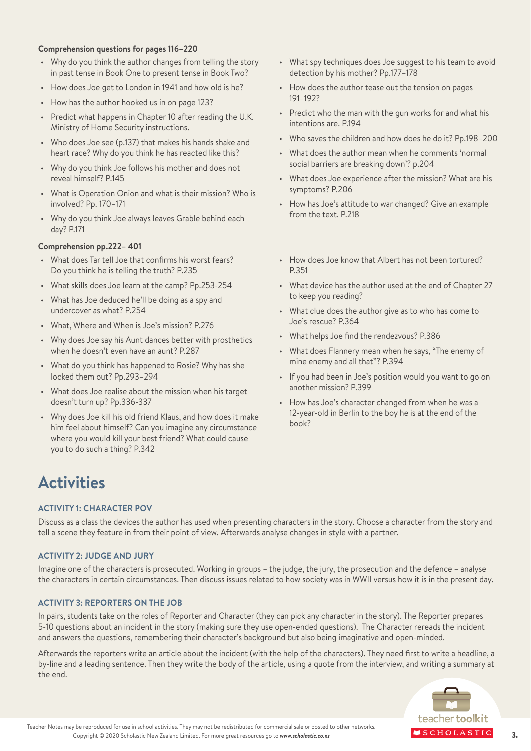**Comprehension questions for pages 116–220**

- Why do you think the author changes from telling the story in past tense in Book One to present tense in Book Two?
- How does Joe get to London in 1941 and how old is he?
- How has the author hooked us in on page 123?
- Predict what happens in Chapter 10 after reading the U.K. Ministry of Home Security instructions.
- Who does Joe see (p.137) that makes his hands shake and heart race? Why do you think he has reacted like this?
- Why do you think Joe follows his mother and does not reveal himself? P.145
- What is Operation Onion and what is their mission? Who is involved? Pp. 170–171
- Why do you think Joe always leaves Grable behind each day? P.171
- What spy techniques does Joe suggest to his team to avoid detection by his mother? Pp.177–178
- How does the author tease out the tension on pages 191–192?
- Predict who the man with the gun works for and what his intentions are. P.194
- Who saves the children and how does he do it? Pp.198–200
- What does the author mean when he comments 'normal social barriers are breaking down'? p.204
- What does Joe experience after the mission? What are his symptoms? P.206
- How has Joe's attitude to war changed? Give an example from the text. P.218

**Comprehension pp.222– 401**

- What does Tar tell Joe that confirms his worst fears? Do you think he is telling the truth? P.235
- What skills does Joe learn at the camp? Pp.253-254
- What has Joe deduced he'll be doing as a spy and undercover as what? P.254
- What, Where and When is Joe's mission? P.276
- Why does Joe say his Aunt dances better with prosthetics when he doesn't even have an aunt? P.287
- What do you think has happened to Rosie? Why has she locked them out? Pp.293–294
- What does Joe realise about the mission when his target doesn't turn up? Pp.336-337
- Why does Joe kill his old friend Klaus, and how does it make him feel about himself? Can you imagine any circumstance where you would kill your best friend? What could cause you to do such a thing? P.342
- How does Joe know that Albert has not been tortured? P.351
- What device has the author used at the end of Chapter 27 to keep you reading?
- What clue does the author give as to who has come to Joe's rescue? P.364
- What helps Joe find the rendezvous? P.386
- What does Flannery mean when he says, "The enemy of mine enemy and all that"? P.394
- If you had been in Joe's position would you want to go on another mission? P.399
- How has Joe's character changed from when he was a 12-year-old in Berlin to the boy he is at the end of the book?

# Activities

### ACTIVITY 1: CHARACTER POV

Discuss as a class the devices the author has used when presenting characters in the story. Choose a character from the story and tell a scene they feature in from their point of view. Afterwards analyse changes in style with a partner.

### ACTIVITY 2: JUDGE AND JURY

Imagine one of the characters is prosecuted. Working in groups – the judge, the jury, the prosecution and the defence – analyse the characters in certain circumstances. Then discuss issues related to how society was in WWII versus how it is in the present day.

### ACTIVITY 3: REPORTERS ON THE JOB

In pairs, students take on the roles of Reporter and Character (they can pick any character in the story). The Reporter prepares 5-10 questions about an incident in the story (making sure they use open-ended questions). The Character rereads the incident and answers the questions, remembering their character's background but also being imaginative and open-minded.

Afterwards the reporters write an article about the incident (with the help of the characters). They need first to write a headline, a by-line and a leading sentence. Then they write the body of the article, using a quote from the interview, and writing a summary at the end.

Teacher Notes may be reproduced for use in school activities. They may not be redistributed for commercial sale or posted to other networks.
Copyright © 2020 Scholastic New Zealand Limited. For more great resources go to *www.scholastic.co.nz*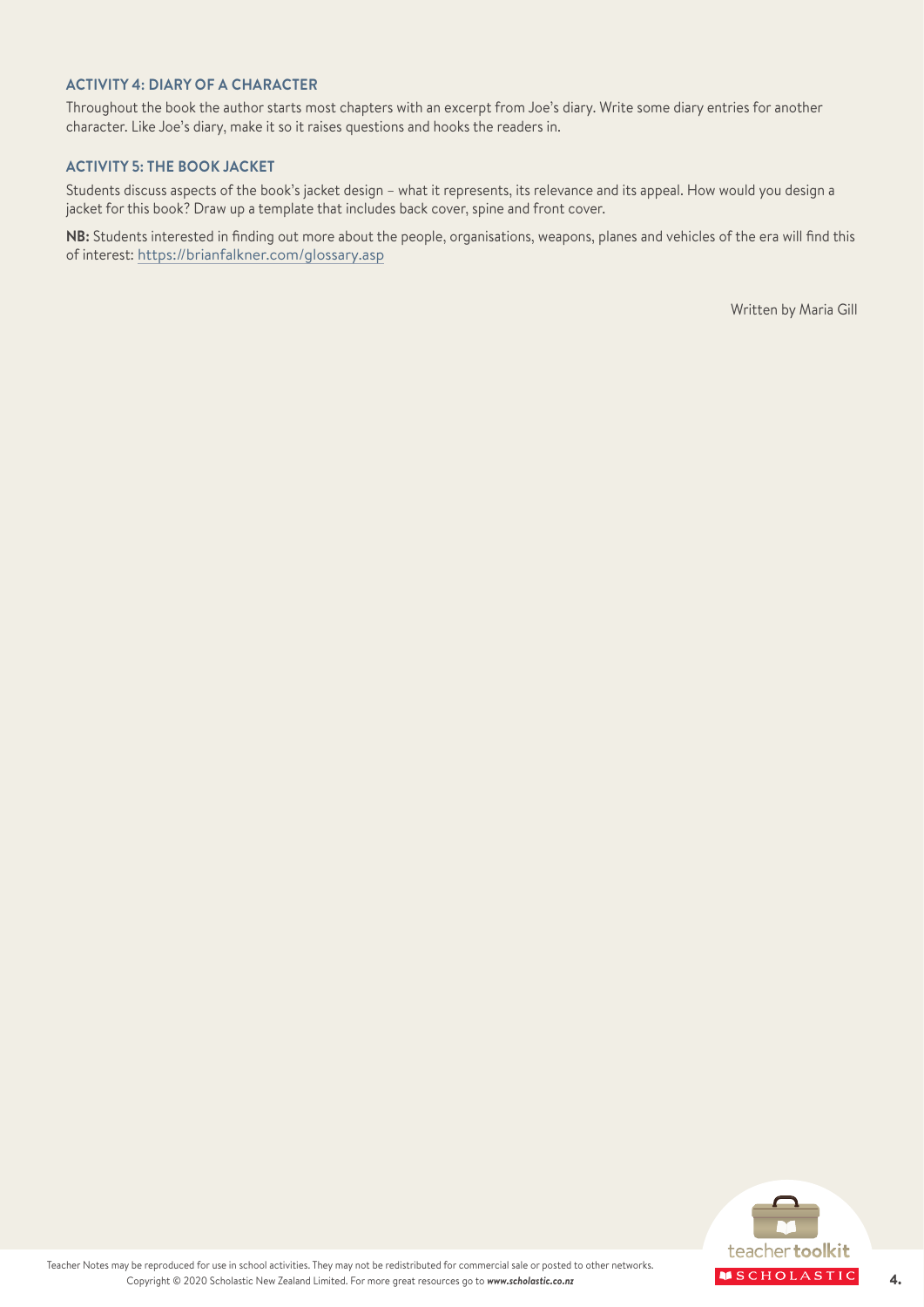### ACTIVITY 4: DIARY OF A CHARACTER

Throughout the book the author starts most chapters with an excerpt from Joe's diary. Write some diary entries for another character. Like Joe's diary, make it so it raises questions and hooks the readers in.

### ACTIVITY 5: THE BOOK JACKET

Students discuss aspects of the book's jacket design – what it represents, its relevance and its appeal. How would you design a jacket for this book? Draw up a template that includes back cover, spine and front cover.

**NB:** Students interested in finding out more about the people, organisations, weapons, planes and vehicles of the era will find this of interest: https://brianfalkner.com/glossary.asp

Written by Maria Gill